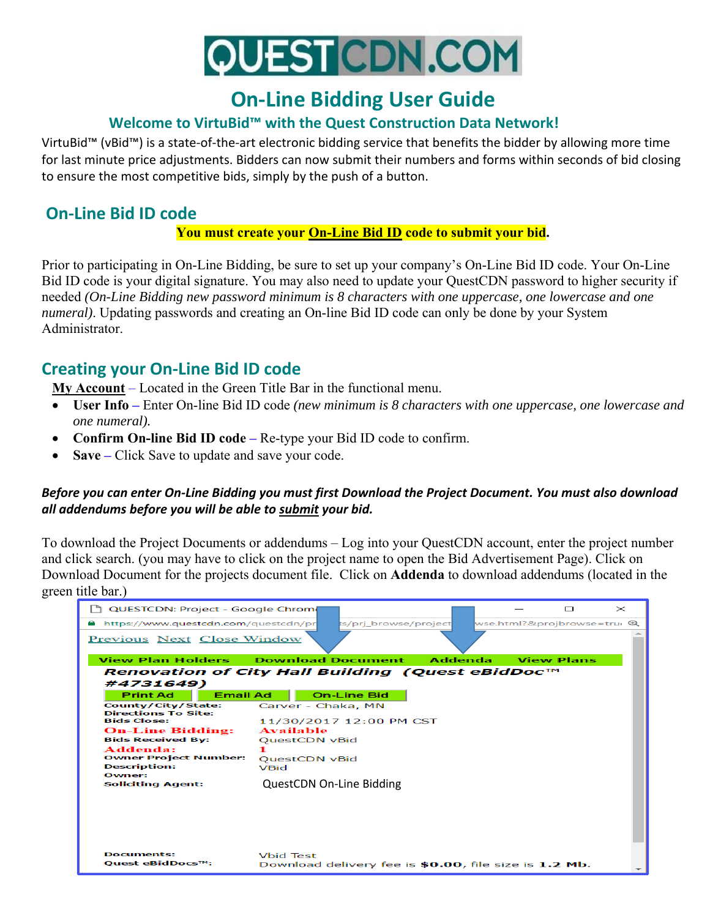# QUESTCDN.COM

# On-Line Bidding User Guide

### Welcome to VirtuBid™ with the Quest Construction Data Network!

VirtuBid™ (vBid™) is a state-of-the-art electronic bidding service that benefits the bidder by allowing more time for last minute price adjustments. Bidders can now submit their numbers and forms within seconds of bid closing to ensure the most competitive bids, simply by the push of a button.

## On-Line Bid ID code

**You must create your <u>On-Line Bid ID</u> code to submit your bid.**

Prior to participating in On-Line Bidding, be sure to set up your company's On-Line Bid ID code. Your On-Line Bid ID code is your digital signature. You may also need to update your QuestCDN password to higher security if needed *(On-Line Bidding new password minimum is 8 characters with one uppercase, one lowercase and one numeral)*. Updating passwords and creating an On-line Bid ID code can only be done by your System Administrator.

## Creating your On-Line Bid ID code

<u>**My Account**</u> – Located in the Green Title Bar in the functional menu.

- **User Info –** Enter On-line Bid ID code *(new minimum is 8 characters with one uppercase, one lowercase and one numeral).*
- **Confirm On-line Bid ID code –** Re-type your Bid ID code to confirm.
- **Save –** Click Save to update and save your code.

***Before you can enter On-Line Bidding you must first Download the Project Document. You must also download all addendums before you will be able to <u>submit</u> your bid.***

To download the Project Documents or addendums – Log into your QuestCDN account, enter the project number and click search. (you may have to click on the project name to open the Bid Advertisement Page). Click on Download Document for the projects document file. Click on **Addenda** to download addendums (located in the green title bar.)

QUESTCDN: Project - Google Chrome

https://www.questcdn.com/questcdn/pr...s/prj_browse/project...wse.html?&projbrowse=true

Previous Next Close Window

View Plan Holders | Download Document | Addenda | View Plans

**Renovation of City Hall Building (Quest eBidDoc™ #4731649)**

Print Ad | Email Ad | On-Line Bid

| | |
|---|---|
| County/City/State: | Carver - Chaka, MN |
| Directions To Site: | |
| Bids Close: | 11/30/2017 12:00 PM CST |
| On-Line Bidding: | Available |
| Bids Received By: | QuestCDN vBid |
| Addenda: | 1 |
| Owner Project Number: | QuestCDN vBid |
| Description: | VBid |
| Owner: | |
| Soliciting Agent: | QuestCDN On-Line Bidding |
| Documents: | Vbid Test |
| Quest eBidDocs™: | Download delivery fee is **$0.00**, file size is **1.2 Mb.** |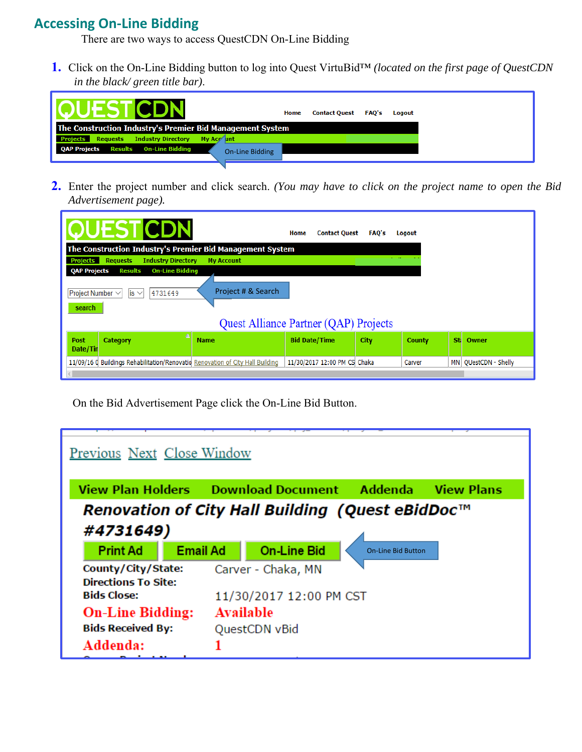## Accessing On-Line Bidding

There are two ways to access QuestCDN On-Line Bidding

1. Click on the On-Line Bidding button to log into Quest VirtuBid™ *(located on the first page of QuestCDN in the black/ green title bar).*

QUEST CDN

Home Contact Quest FAQ's Logout

The Construction Industry's Premier Bid Management System

Projects Requests Industry Directory My Account

QAP Projects Results On-Line Bidding

On-Line Bidding

2. Enter the project number and click search. *(You may have to click on the project name to open the Bid Advertisement page).*

QUEST CDN

Home Contact Quest FAQ's Logout

The Construction Industry's Premier Bid Management System

Projects Requests Industry Directory My Account

QAP Projects Results On-Line Bidding

Project Number is 4731649

Project # & Search

search

Quest Alliance Partner (QAP) Projects

| Post Date/Tir | Category | Name | Bid Date/Time | City | County | St | Owner |
|---|---|---|---|---|---|---|---|
| 11/09/16 0 | Buildings Rehabilitation/Renovatio | Renovation of City Hall Building | 11/30/2017 12:00 PM CS | Chaka | Carver | MN | QUestCDN - Shelly |

On the Bid Advertisement Page click the On-Line Bid Button.

Previous Next Close Window

View Plan Holders Download Document Addenda View Plans

**Renovation of City Hall Building (Quest eBidDoc™ #4731649)**

Print Ad Email Ad On-Line Bid

On-Line Bid Button

| | |
|---|---|
| **County/City/State:** | Carver - Chaka, MN |
| **Directions To Site:** | |
| **Bids Close:** | 11/30/2017 12:00 PM CST |
| **On-Line Bidding:** | **Available** |
| **Bids Received By:** | QuestCDN vBid |
| **Addenda:** | 1 |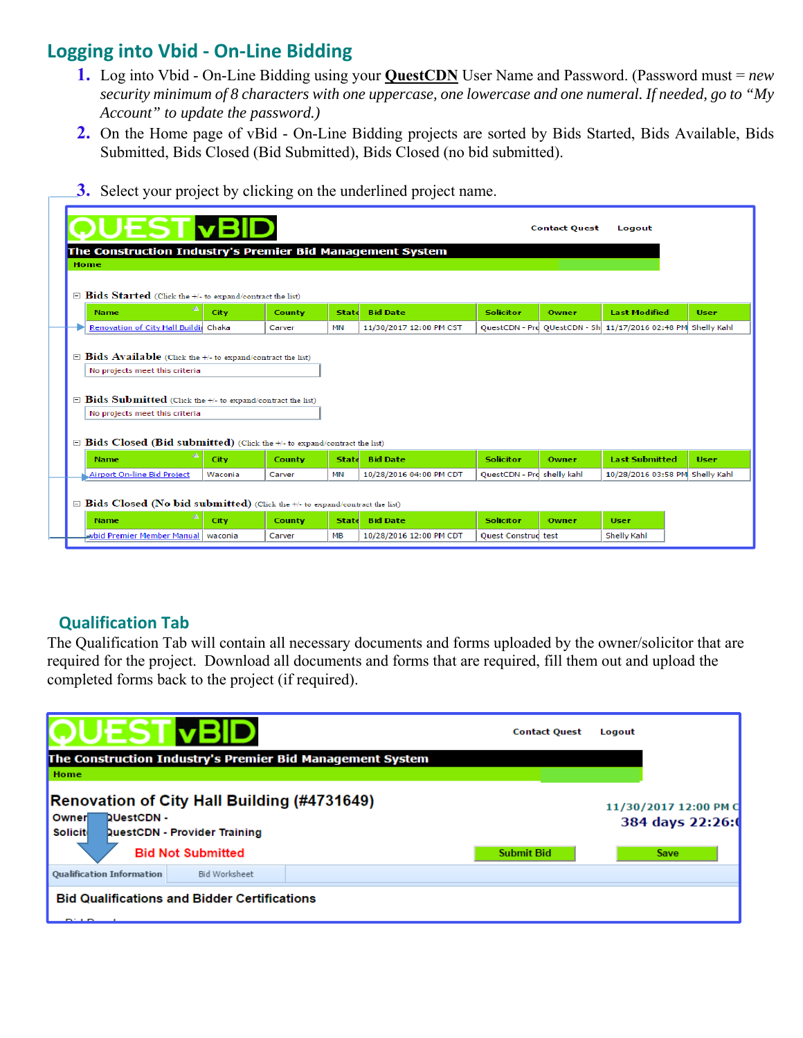## Logging into Vbid - On-Line Bidding

1. Log into Vbid - On-Line Bidding using your **QuestCDN** User Name and Password. (Password must = *new security minimum of 8 characters with one uppercase, one lowercase and one numeral. If needed, go to "My Account" to update the password.)*
2. On the Home page of vBid - On-Line Bidding projects are sorted by Bids Started, Bids Available, Bids Submitted, Bids Closed (Bid Submitted), Bids Closed (no bid submitted).
3. Select your project by clicking on the underlined project name.

QUEST vBID

Contact Quest Logout

The Construction Industry's Premier Bid Management System

Home

**Bids Started** (Click the +/- to expand/contract the list)

| Name | City | County | State | Bid Date | Solicitor | Owner | Last Modified | User |
|---|---|---|---|---|---|---|---|---|
| Renovation of City Hall Buildi | Chaka | Carver | MN | 11/30/2017 12:00 PM CST | QuestCDN - Pro | QUestCDN - Sh | 11/17/2016 02:48 PM | Shelly Kahl |

**Bids Available** (Click the +/- to expand/contract the list)

No projects meet this criteria

**Bids Submitted** (Click the +/- to expand/contract the list)

No projects meet this criteria

**Bids Closed (Bid submitted)** (Click the +/- to expand/contract the list)

| Name | City | County | State | Bid Date | Solicitor | Owner | Last Submitted | User |
|---|---|---|---|---|---|---|---|---|
| Airport On-line Bid Project | Waconia | Carver | MN | 10/28/2016 04:00 PM CDT | QuestCDN - Pro | shelly kahl | 10/28/2016 03:58 PM | Shelly Kahl |

**Bids Closed (No bid submitted)** (Click the +/- to expand/contract the list)

| Name | City | County | State | Bid Date | Solicitor | Owner | User |
|---|---|---|---|---|---|---|---|
| vbid Premier Member Manual | waconia | Carver | MB | 10/28/2016 12:00 PM CDT | Quest Construc | test | Shelly Kahl |

## Qualification Tab

The Qualification Tab will contain all necessary documents and forms uploaded by the owner/solicitor that are required for the project. Download all documents and forms that are required, fill them out and upload the completed forms back to the project (if required).

QUEST vBID

Contact Quest Logout

The Construction Industry's Premier Bid Management System

Home

**Renovation of City Hall Building (#4731649)**

Owner: QUestCDN -

Solicitor: QuestCDN - Provider Training

11/30/2017 12:00 PM C

384 days 22:26:

Bid Not Submitted

Submit Bid Save

Qualification Information | Bid Worksheet

**Bid Qualifications and Bidder Certifications**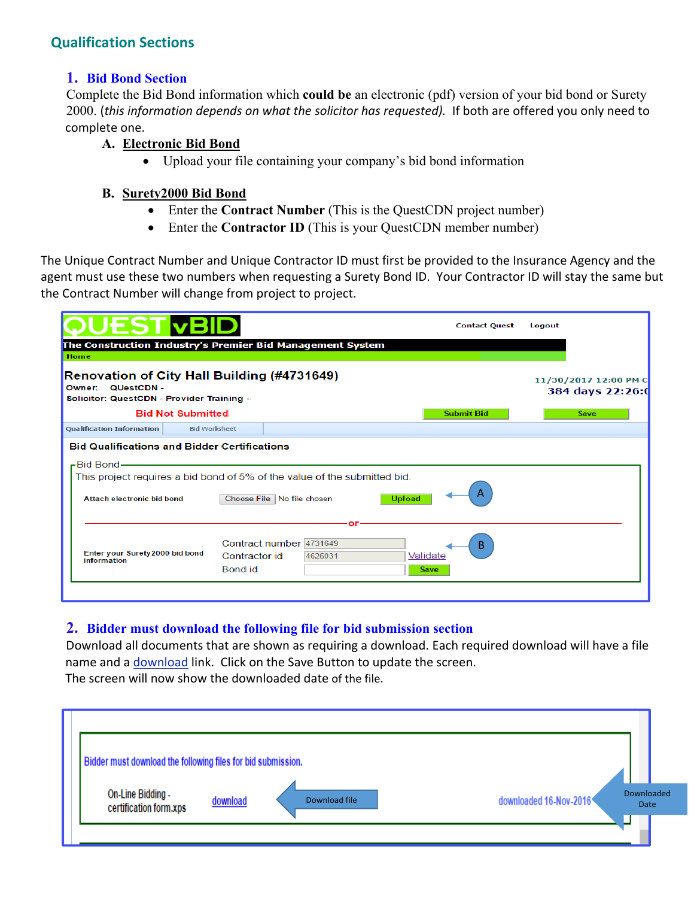## Qualification Sections

### 1. Bid Bond Section

Complete the Bid Bond information which **could be** an electronic (pdf) version of your bid bond or Surety 2000. (*this information depends on what the solicitor has requested).* If both are offered you only need to complete one.

**A. Electronic Bid Bond**

- Upload your file containing your company's bid bond information

**B. Surety2000 Bid Bond**

- Enter the **Contract Number** (This is the QuestCDN project number)
- Enter the **Contractor ID** (This is your QuestCDN member number)

The Unique Contract Number and Unique Contractor ID must first be provided to the Insurance Agency and the agent must use these two numbers when requesting a Surety Bond ID. Your Contractor ID will stay the same but the Contract Number will change from project to project.

### 2. Bidder must download the following file for bid submission section

Download all documents that are shown as requiring a download. Each required download will have a file name and a download link. Click on the Save Button to update the screen.
The screen will now show the downloaded date of the file.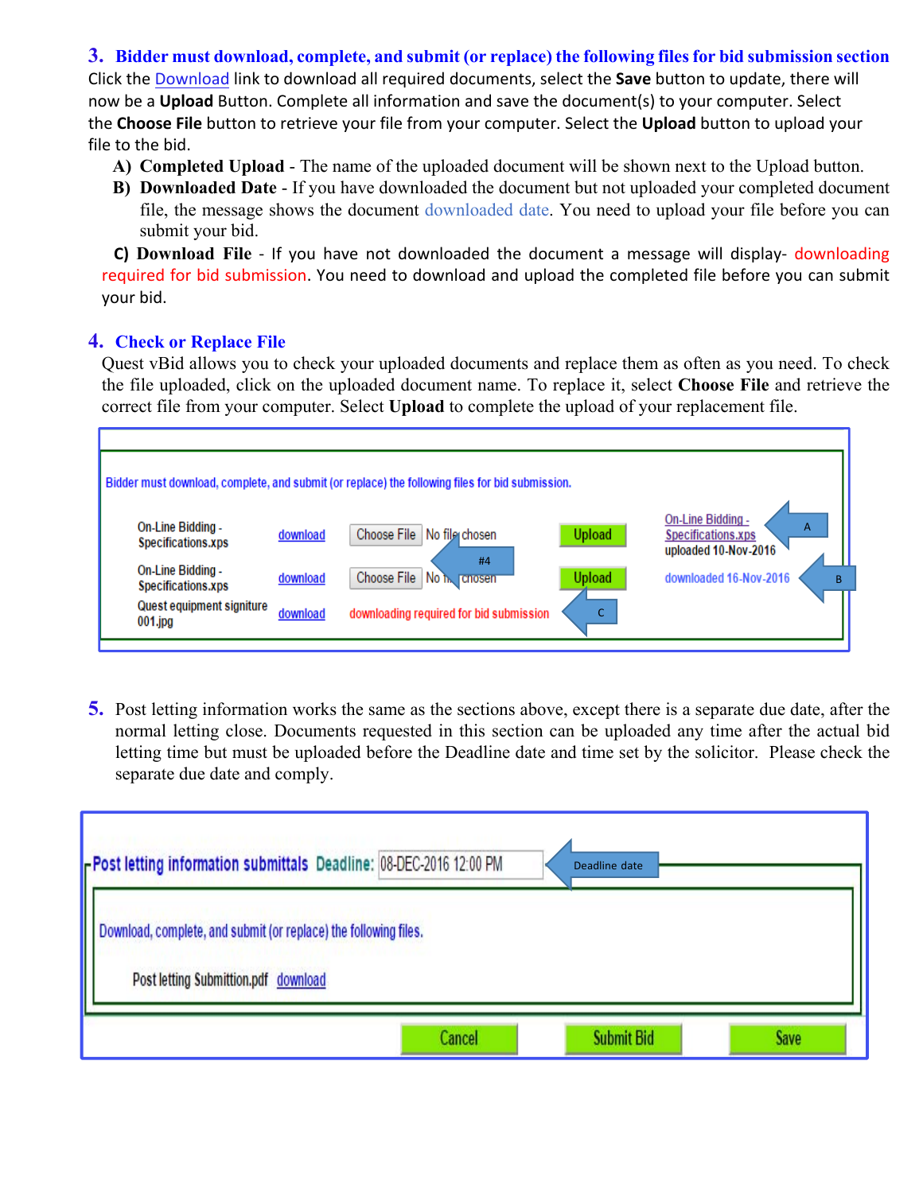## 3. Bidder must download, complete, and submit (or replace) the following files for bid submission section

Click the Download link to download all required documents, select the **Save** button to update, there will now be a **Upload** Button. Complete all information and save the document(s) to your computer. Select the **Choose File** button to retrieve your file from your computer. Select the **Upload** button to upload your file to the bid.

- **A) Completed Upload** - The name of the uploaded document will be shown next to the Upload button.
- **B) Downloaded Date** - If you have downloaded the document but not uploaded your completed document file, the message shows the document downloaded date. You need to upload your file before you can submit your bid.
- **C) Download File** - If you have not downloaded the document a message will display- downloading required for bid submission. You need to download and upload the completed file before you can submit your bid.

## 4. Check or Replace File

Quest vBid allows you to check your uploaded documents and replace them as often as you need. To check the file uploaded, click on the uploaded document name. To replace it, select **Choose File** and retrieve the correct file from your computer. Select **Upload** to complete the upload of your replacement file.

Bidder must download, complete, and submit (or replace) the following files for bid submission.

On-Line Bidding - Specifications.xps download Choose File No file chosen Upload On-Line Bidding - Specifications.xps uploaded 10-Nov-2016 A

#4

On-Line Bidding - Specifications.xps download Choose File No file chosen Upload downloaded 16-Nov-2016 B

Quest equipment signiture 001.jpg download downloading required for bid submission C

## 5.

Post letting information works the same as the sections above, except there is a separate due date, after the normal letting close. Documents requested in this section can be uploaded any time after the actual bid letting time but must be uploaded before the Deadline date and time set by the solicitor. Please check the separate due date and comply.

Post letting information submittals Deadline: 08-DEC-2016 12:00 PM Deadline date

Download, complete, and submit (or replace) the following files.

Post letting Submittion.pdf download

Cancel Submit Bid Save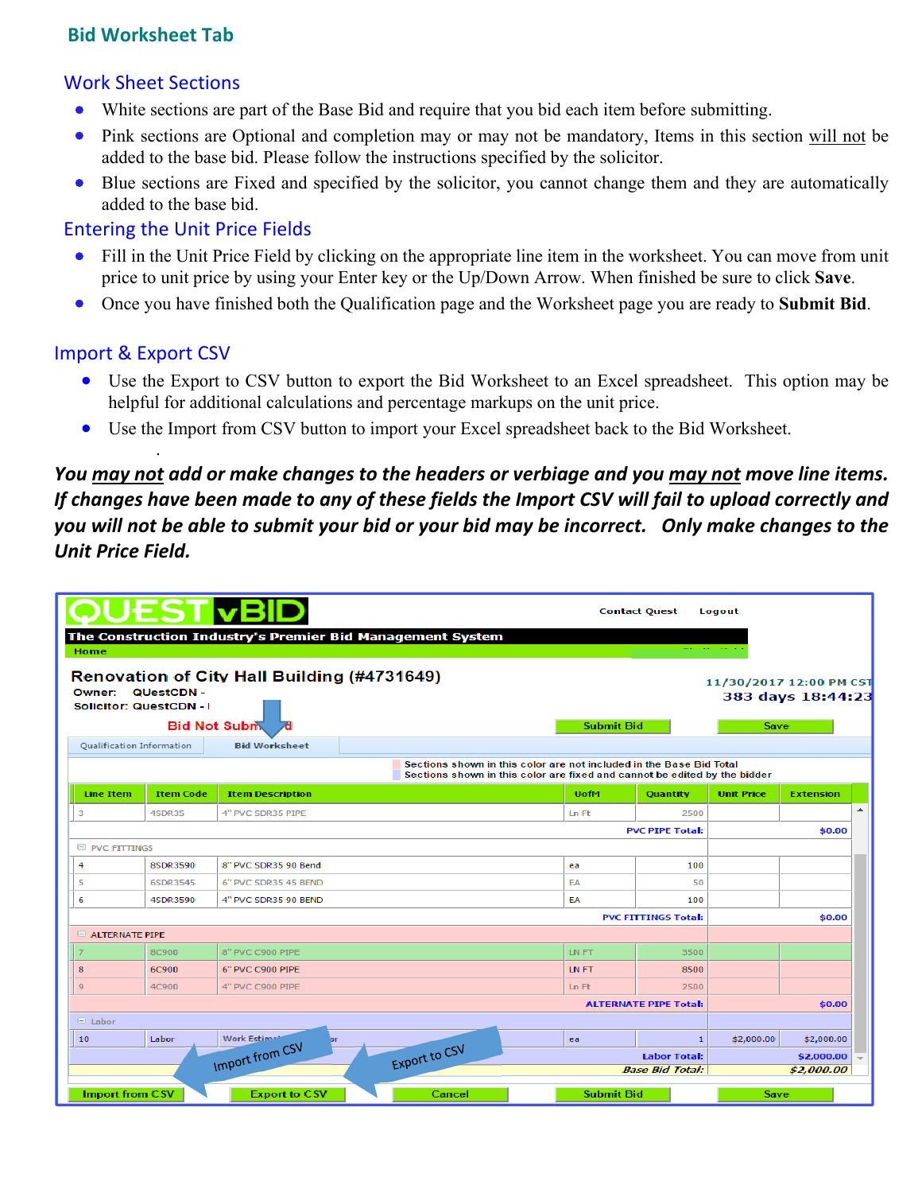## Bid Worksheet Tab

### Work Sheet Sections

- White sections are part of the Base Bid and require that you bid each item before submitting.
- Pink sections are Optional and completion may or may not be mandatory, Items in this section will not be added to the base bid. Please follow the instructions specified by the solicitor.
- Blue sections are Fixed and specified by the solicitor, you cannot change them and they are automatically added to the base bid.

### Entering the Unit Price Fields

- Fill in the Unit Price Field by clicking on the appropriate line item in the worksheet. You can move from unit price to unit price by using your Enter key or the Up/Down Arrow. When finished be sure to click **Save**.
- Once you have finished both the Qualification page and the Worksheet page you are ready to **Submit Bid**.

### Import & Export CSV

- Use the Export to CSV button to export the Bid Worksheet to an Excel spreadsheet. This option may be helpful for additional calculations and percentage markups on the unit price.
- Use the Import from CSV button to import your Excel spreadsheet back to the Bid Worksheet.

***You may not add or make changes to the headers or verbiage and you may not move line items. If changes have been made to any of these fields the Import CSV will fail to upload correctly and you will not be able to submit your bid or your bid may be incorrect. Only make changes to the Unit Price Field.***

QUEST vBID

Contact Quest Logout

The Construction Industry's Premier Bid Management System

Home

Renovation of City Hall Building (#4731649)

Owner: QUestCDN -

Solicitor: QuestCDN -

11/30/2017 12:00 PM CST

383 days 18:44:23

Bid Not Submitted

Submit Bid Save

Qualification Information | Bid Worksheet

Sections shown in this color are not included in the Base Bid Total

Sections shown in this color are fixed and cannot be edited by the bidder

| Line Item | Item Code | Item Description | UofM | Quantity | Unit Price | Extension |
|---|---|---|---|---|---|---|
| 3 | 4SDR35 | 4" PVC SDR35 PIPE | Ln Ft | 2500 | | |
| | | | | PVC PIPE Total: | | $0.00 |
| PVC FITTINGS | | | | | | |
| 4 | 8SDR3590 | 8" PVC SDR35 90 Bend | ea | 100 | | |
| 5 | 6SDR3545 | 6" PVC SDR35 45 BEND | EA | 50 | | |
| 6 | 4SDR3590 | 4" PVC SDR35 90 BEND | EA | 100 | | |
| | | | | PVC FITTINGS Total: | | $0.00 |
| ALTERNATE PIPE | | | | | | |
| 7 | 8C900 | 8" PVC C900 PIPE | LN FT | 3500 | | |
| 8 | 6C900 | 6" PVC C900 PIPE | LN FT | 8500 | | |
| 9 | 4C900 | 4" PVC C900 PIPE | Ln Ft | 2500 | | |
| | | | | ALTERNATE PIPE Total: | | $0.00 |
| Labor | | | | | | |
| 10 | Labor | Work Estim...or | ea | 1 | $2,000.00 | $2,000.00 |
| | | | | Labor Total: | | $2,000.00 |
| | | | | Base Bid Total: | | $2,000.00 |

Import from CSV | Export to CSV | Cancel | Submit Bid | Save

Import from CSV

Export to CSV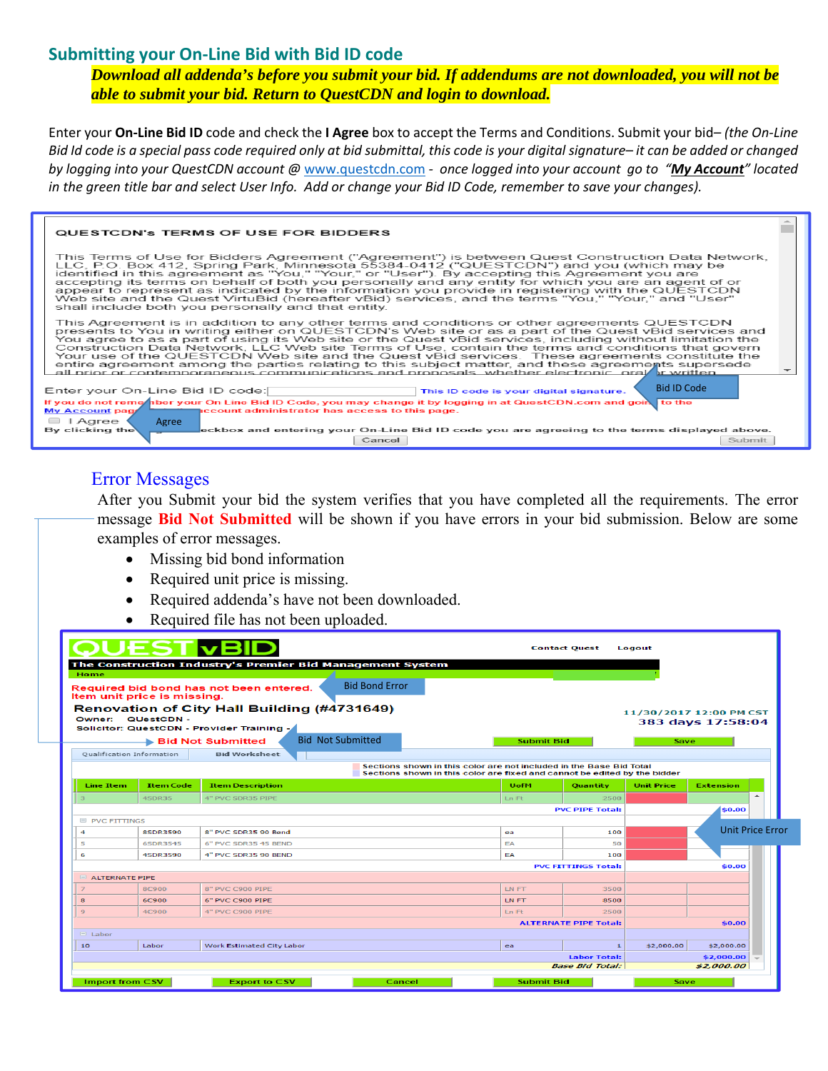## Submitting your On-Line Bid with Bid ID code

***Download all addenda's before you submit your bid. If addendums are not downloaded, you will not be able to submit your bid. Return to QuestCDN and login to download.***

Enter your **On-Line Bid ID** code and check the **I Agree** box to accept the Terms and Conditions. Submit your bid– *(the On-Line Bid Id code is a special pass code required only at bid submittal, this code is your digital signature– it can be added or changed by logging into your QuestCDN account @ www.questcdn.com - once logged into your account go to "**My Account**" located in the green title bar and select User Info. Add or change your Bid ID Code, remember to save your changes).*

QUESTCDN's TERMS OF USE FOR BIDDERS

This Terms of Use for Bidders Agreement ("Agreement") is between Quest Construction Data Network, LLC, P.O. Box 412, Spring Park, Minnesota 55384-0412 ("QUESTCDN") and you (which may be identified in this agreement as "You," "Your," or "User"). By accepting this Agreement you are accepting its terms on behalf of both you personally and any entity for which you are an agent of or appear to represent as indicated by the information you provide in registering with the QUESTCDN Web site and the Quest VirtuBid (hereafter vBid) services, and the terms "You," "Your," and "User" shall include both you personally and that entity.

This Agreement is in addition to any other terms and conditions or other agreements QUESTCDN presents to You in writing either on QUESTCDN's Web site or as a part of the Quest vBid services and You agree to as a part of using its Web site or the Quest vBid services, including without limitation the Construction Data Network, LLC Web Site Terms of Use, contain the terms and conditions that govern Your use of the QUESTCDN Web site and the Quest vBid services. These agreements constitute the entire agreement among the parties relating to this subject matter, and these agreements supersede all prior or contemporaneous communications and proposals, whether electronic, oral or written.

Enter your On-Line Bid ID code: ______ This ID code is your digital signature. [Bid ID Code]

If you do not remember your On Line Bid ID Code, you may change it by logging in at QuestCDN.com and going to the My Account page. Only your account administrator has access to this page.

☐ I Agree [Agree]

By clicking the checkbox and entering your On-Line Bid ID code you are agreeing to the terms displayed above.

Cancel | Submit

## Error Messages

After you Submit your bid the system verifies that you have completed all the requirements. The error message **Bid Not Submitted** will be shown if you have errors in your bid submission. Below are some examples of error messages.

- Missing bid bond information
- Required unit price is missing.
- Required addenda's have not been downloaded.
- Required file has not been uploaded.

QUEST vBID — The Construction Industry's Premier Bid Management System | Contact Quest | Logout

Home

Required bid bond has not been entered. [Bid Bond Error]
Item unit price is missing.

**Renovation of City Hall Building (#4731649)** — 11/30/2017 12:00 PM CST — 383 days 17:58:04

Owner: QuestCDN -
Solicitor: QuestCDN - Provider Training -

Bid Not Submitted [Bid Not Submitted] — Submit Bid | Save

Qualification Information | Bid Worksheet

Sections shown in this color are not included in the Base Bid Total
Sections shown in this color are fixed and cannot be edited by the bidder

| Line Item | Item Code | Item Description | UofM | Quantity | Unit Price | Extension |
|---|---|---|---|---|---|---|
| 3 | 4SDR35 | 4" PVC SDR35 PIPE | Ln Ft | 2500 | | |
| | | | | PVC PIPE Total: | | $0.00 |
| PVC FITTINGS | | | | | | |
| 4 | 8SDR3590 | 8" PVC SDR35 90 Bend | ea | 100 | | |
| 5 | 6SDR3545 | 6" PVC SDR35 45 BEND | EA | 50 | | |
| 6 | 4SDR3590 | 4" PVC SDR35 90 BEND | EA | 100 | | |
| | | | | PVC FITTINGS Total: | | $0.00 |
| ALTERNATE PIPE | | | | | | |
| 7 | 8C900 | 8" PVC C900 PIPE | LN FT | 3500 | | |
| 8 | 6C900 | 6" PVC C900 PIPE | LN FT | 8500 | | |
| 9 | 4C900 | 4" PVC C900 PIPE | Ln Ft | 2500 | | |
| | | | | ALTERNATE PIPE Total: | | $0.00 |
| Labor | | | | | | |
| 10 | Labor | Work Estimated City Labor | ea | 1 | $2,000.00 | $2,000.00 |
| | | | | Labor Total: | | $2,000.00 |
| | | | | Base Bid Total: | | $2,000.00 |

[Unit Price Error]

Import from CSV | Export to CSV | Cancel | Submit Bid | Save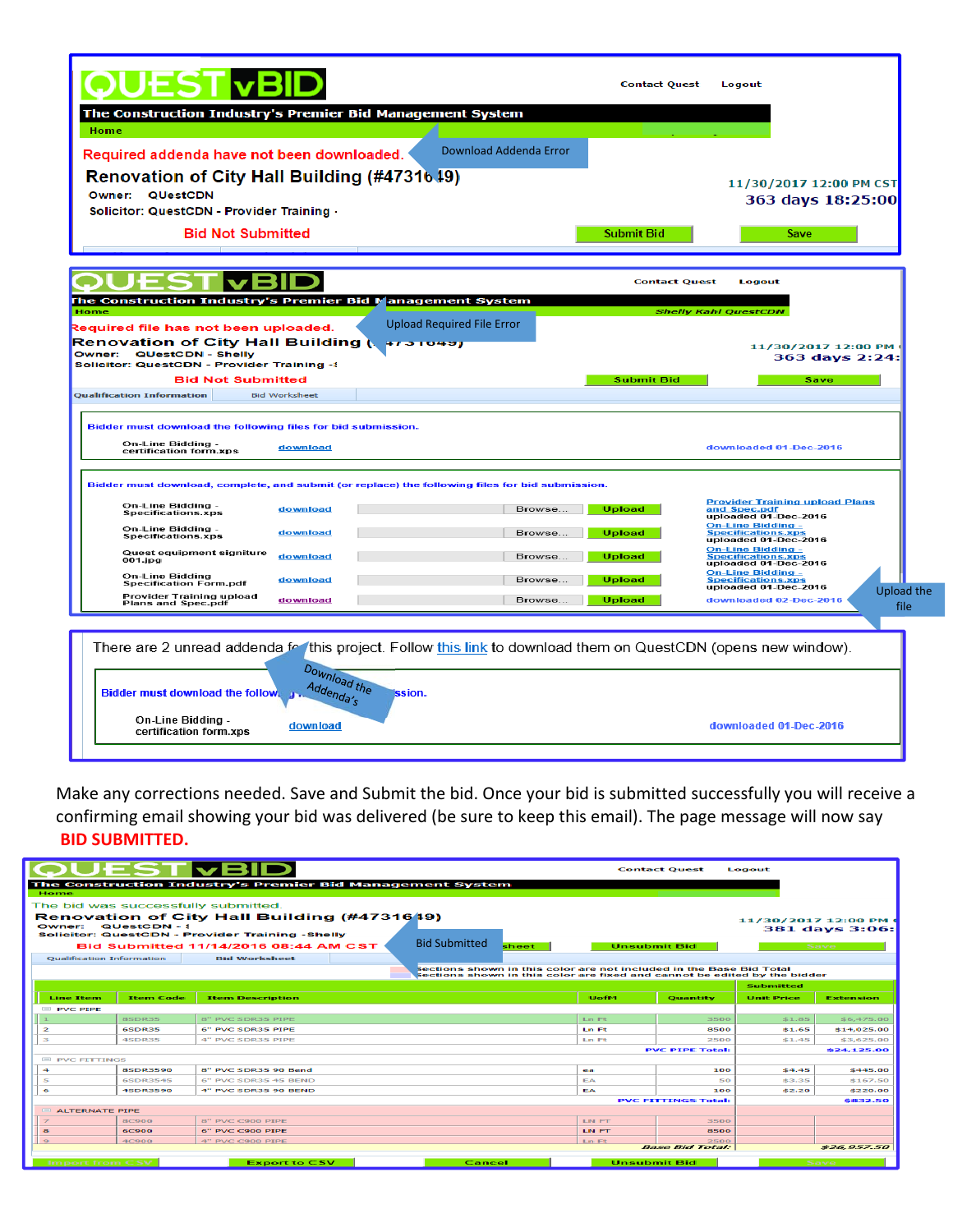QUEST vBID

Contact Quest    Logout

The Construction Industry's Premier Bid Management System

Home

Required addenda have not been downloaded.

Download Addenda Error

Renovation of City Hall Building (#4731649)

Owner: QUestCDN

Solicitor: QuestCDN - Provider Training -

Bid Not Submitted

11/30/2017 12:00 PM CST

363 days 18:25:00

Submit Bid    Save

QUEST vBID

Contact Quest    Logout

The Construction Industry's Premier Bid Management System

Home

Shelly Kahl QuestCDN

Required file has not been uploaded.

Upload Required File Error

Renovation of City Hall Building (#4731649)

Owner: QUestCDN - Shelly

Solicitor: QuestCDN - Provider Training -

Bid Not Submitted

11/30/2017 12:00 PM

363 days 2:24:

Submit Bid    Save

Qualification Information    Bid Worksheet

Bidder must download the following files for bid submission.

| | | |
|---|---|---|
| On-Line Bidding - certification form.xps | download | downloaded 01-Dec-2016 |

Bidder must download, complete, and submit (or replace) the following files for bid submission.

| | | | | |
|---|---|---|---|---|
| On-Line Bidding - Specifications.xps | download | Browse... | Upload | Provider Training upload Plans and Spec.pdf uploaded 01-Dec-2016 |
| On-Line Bidding - Specifications.xps | download | Browse... | Upload | On-Line Bidding - Specifications.xps uploaded 01-Dec-2016 |
| Quest equipment signiture 001.jpg | download | Browse... | Upload | On-Line Bidding - Specifications.xps uploaded 01-Dec-2016 |
| On-Line Bidding Specification Form.pdf | download | Browse... | Upload | On-Line Bidding - Specifications.xps uploaded 01-Dec-2016 |
| Provider Training upload Plans and Spec.pdf | download | Browse... | Upload | downloaded 02-Dec-2016 |

Upload the file

There are 2 unread addenda for this project. Follow this link to download them on QuestCDN (opens new window).

Download the Addenda's

Bidder must download the following files for bid submission.

| | | |
|---|---|---|
| On-Line Bidding - certification form.xps | download | downloaded 01-Dec-2016 |

Make any corrections needed. Save and Submit the bid. Once your bid is submitted successfully you will receive a confirming email showing your bid was delivered (be sure to keep this email). The page message will now say **BID SUBMITTED.**

QUEST vBID

Contact Quest    Logout

The Construction Industry's Premier Bid Management System

Home

The bid was successfully submitted.

Renovation of City Hall Building (#4731649)

Owner: QUestCDN -

Solicitor: QuestCDN - Provider Training - Shelly

Bid Submitted 11/14/2016 08:44 AM CST

Bid Submitted

11/30/2017 12:00 PM

381 days 3:06:

Unsubmit Bid    Save

Qualification Information    Bid Worksheet

Sections shown in this color are not included in the Base Bid Total

Sections shown in this color are fixed and cannot be edited by the bidder

| Line Item | Item Code | Item Description | UofM | Quantity | Submitted Unit Price | Extension |
|---|---|---|---|---|---|---|
| PVC PIPE | | | | | | |
| 1 | 8SDR35 | 8" PVC SDR35 PIPE | Ln Ft | 3500 | $1.85 | $6,475.00 |
| 2 | 6SDR35 | 6" PVC SDR35 PIPE | Ln Ft | 8500 | $1.65 | $14,025.00 |
| 3 | 4SDR35 | 4" PVC SDR35 PIPE | Ln Ft | 2500 | $1.45 | $3,625.00 |
| | | | | PVC PIPE Total: | | $24,125.00 |
| PVC FITTINGS | | | | | | |
| 4 | 8SDR3590 | 8" PVC SDR35 90 Bend | ea | 100 | $4.45 | $445.00 |
| 5 | 6SDR3545 | 6" PVC SDR35 45 BEND | EA | 50 | $3.35 | $167.50 |
| 6 | 4SDR3590 | 4" PVC SDR35 90 BEND | EA | 100 | $2.20 | $220.00 |
| | | | | PVC FITTINGS Total: | | $832.50 |
| ALTERNATE PIPE | | | | | | |
| 7 | 8C900 | 8" PVC C900 PIPE | LN FT | 3500 | | |
| 8 | 6C900 | 6" PVC C900 PIPE | LN FT | 8500 | | |
| 9 | 4C900 | 4" PVC C900 PIPE | Ln Ft | 2500 | | |
| | | | | Base Bid Total: | | $26,957.50 |

Import from CSV    Export to CSV    Cancel    Unsubmit Bid    Save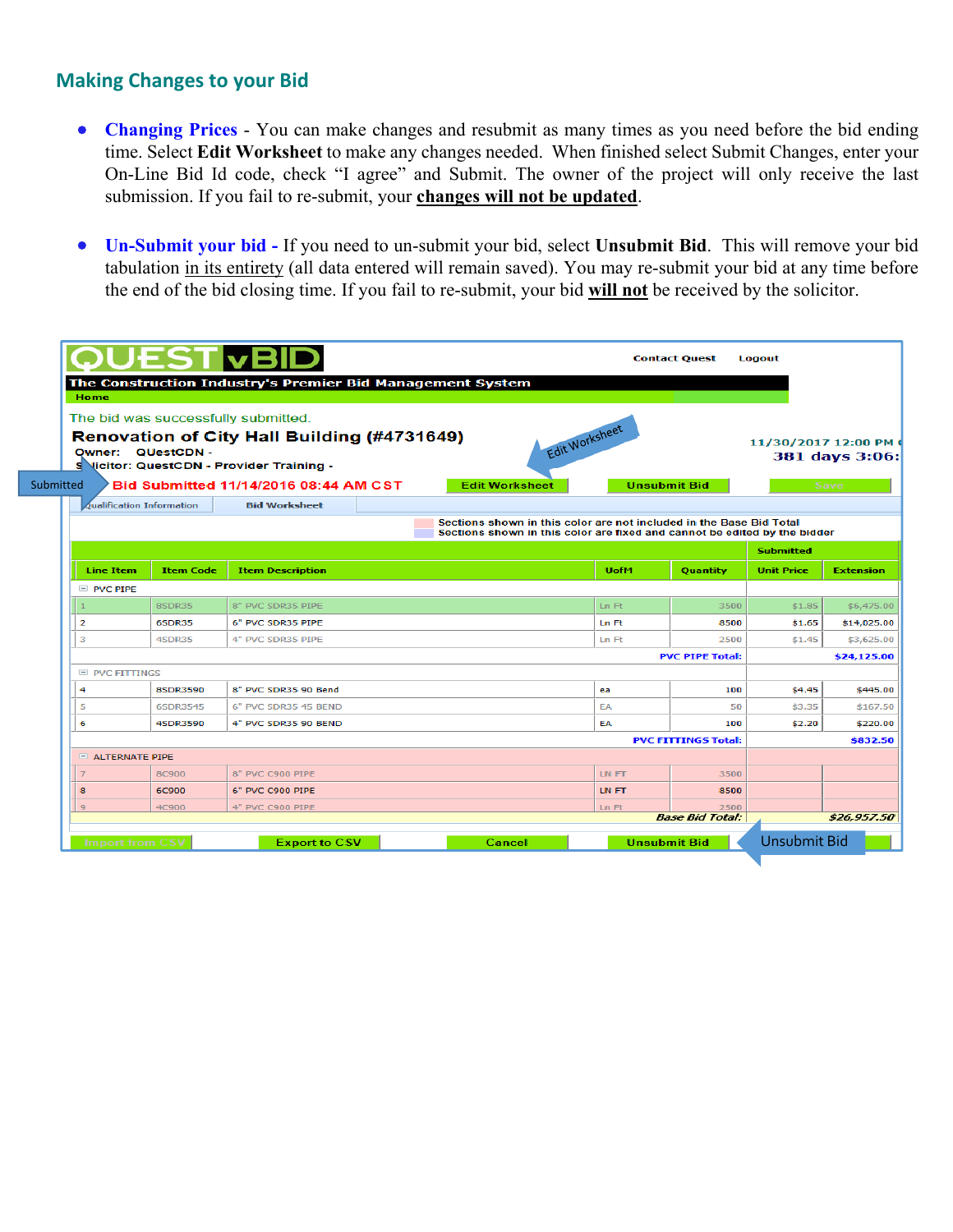## Making Changes to your Bid

- **Changing Prices** - You can make changes and resubmit as many times as you need before the bid ending time. Select **Edit Worksheet** to make any changes needed. When finished select Submit Changes, enter your On-Line Bid Id code, check "I agree" and Submit. The owner of the project will only receive the last submission. If you fail to re-submit, your **changes will not be updated**.

- **Un-Submit your bid** - If you need to un-submit your bid, select **Unsubmit Bid**. This will remove your bid tabulation in its entirety (all data entered will remain saved). You may re-submit your bid at any time before the end of the bid closing time. If you fail to re-submit, your bid **will not** be received by the solicitor.

QUEST vBID

The Construction Industry's Premier Bid Management System

Contact Quest   Logout

Home

The bid was successfully submitted.

**Renovation of City Hall Building (#4731649)**

Owner: QUestCDN -

Solicitor: QuestCDN - Provider Training -

11/30/2017 12:00 PM

381 days 3:06:

Submitted

Bid Submitted 11/14/2016 08:44 AM CST

Edit Worksheet   Unsubmit Bid   Save

Qualification Information   Bid Worksheet

Sections shown in this color are not included in the Base Bid Total

Sections shown in this color are fixed and cannot be edited by the bidder

| Line Item | Item Code | Item Description | UofM | Quantity | Submitted Unit Price | Submitted Extension |
|---|---|---|---|---|---|---|
| PVC PIPE | | | | | | |
| 1 | 8SDR35 | 8" PVC SDR35 PIPE | Ln Ft | 3500 | $1.85 | $6,475.00 |
| 2 | 6SDR35 | 6" PVC SDR35 PIPE | Ln Ft | 8500 | $1.65 | $14,025.00 |
| 3 | 4SDR35 | 4" PVC SDR35 PIPE | Ln Ft | 2500 | $1.45 | $3,625.00 |
| | | | | PVC PIPE Total: | | $24,125.00 |
| PVC FITTINGS | | | | | | |
| 4 | 8SDR3590 | 8" PVC SDR35 90 Bend | ea | 100 | $4.45 | $445.00 |
| 5 | 6SDR3545 | 6" PVC SDR35 45 BEND | EA | 50 | $3.35 | $167.50 |
| 6 | 4SDR3590 | 4" PVC SDR35 90 BEND | EA | 100 | $2.20 | $220.00 |
| | | | | PVC FITTINGS Total: | | $832.50 |
| ALTERNATE PIPE | | | | | | |
| 7 | 8C900 | 8" PVC C900 PIPE | LN FT | 3500 | | |
| 8 | 6C900 | 6" PVC C900 PIPE | LN FT | 8500 | | |
| 9 | 4C900 | 4" PVC C900 PIPE | Ln Ft | 2500 | | |
| | | | | Base Bid Total: | | $26,957.50 |

Import from CSV   Export to CSV   Cancel   Unsubmit Bid

Unsubmit Bid